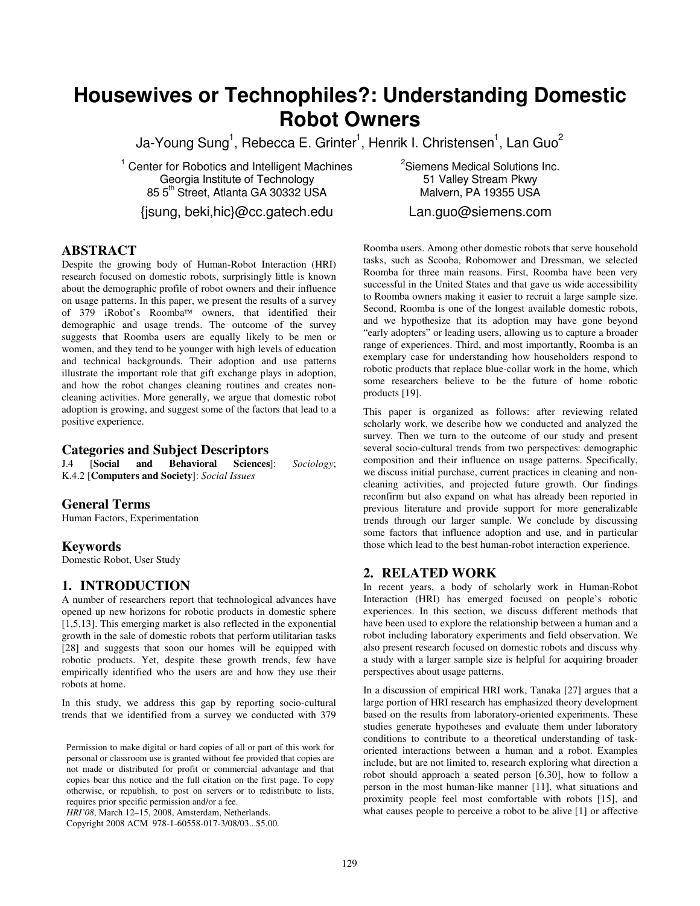# Housewives or Technophiles?: Understanding Domestic Robot Owners

Ja-Young Sung[1], Rebecca E. Grinter[1], Henrik I. Christensen[1], Lan Guo[2]

[1] Center for Robotics and Intelligent Machines
Georgia Institute of Technology
85 5th Street, Atlanta GA 30332 USA
{jsung, beki,hic}@cc.gatech.edu

[2] Siemens Medical Solutions Inc.
51 Valley Stream Pkwy
Malvern, PA 19355 USA
Lan.guo@siemens.com

## ABSTRACT

Despite the growing body of Human-Robot Interaction (HRI) research focused on domestic robots, surprisingly little is known about the demographic profile of robot owners and their influence on usage patterns. In this paper, we present the results of a survey of 379 iRobot's Roomba™ owners, that identified their demographic and usage trends. The outcome of the survey suggests that Roomba users are equally likely to be men or women, and they tend to be younger with high levels of education and technical backgrounds. Their adoption and use patterns illustrate the important role that gift exchange plays in adoption, and how the robot changes cleaning routines and creates non-cleaning activities. More generally, we argue that domestic robot adoption is growing, and suggest some of the factors that lead to a positive experience.

## Categories and Subject Descriptors

J.4 [**Social and Behavioral Sciences**]: *Sociology*; K.4.2 [**Computers and Society**]: *Social Issues*

## General Terms

Human Factors, Experimentation

## Keywords

Domestic Robot, User Study

## 1. INTRODUCTION

A number of researchers report that technological advances have opened up new horizons for robotic products in domestic sphere [1,5,13]. This emerging market is also reflected in the exponential growth in the sale of domestic robots that perform utilitarian tasks [28] and suggests that soon our homes will be equipped with robotic products. Yet, despite these growth trends, few have empirically identified who the users are and how they use their robots at home.

In this study, we address this gap by reporting socio-cultural trends that we identified from a survey we conducted with 379 Roomba users. Among other domestic robots that serve household tasks, such as Scooba, Robomower and Dressman, we selected Roomba for three main reasons. First, Roomba have been very successful in the United States and that gave us wide accessibility to Roomba owners making it easier to recruit a large sample size. Second, Roomba is one of the longest available domestic robots, and we hypothesize that its adoption may have gone beyond "early adopters" or leading users, allowing us to capture a broader range of experiences. Third, and most importantly, Roomba is an exemplary case for understanding how householders respond to robotic products that replace blue-collar work in the home, which some researchers believe to be the future of home robotic products [19].

This paper is organized as follows: after reviewing related scholarly work, we describe how we conducted and analyzed the survey. Then we turn to the outcome of our study and present several socio-cultural trends from two perspectives: demographic composition and their influence on usage patterns. Specifically, we discuss initial purchase, current practices in cleaning and non-cleaning activities, and projected future growth. Our findings reconfirm but also expand on what has already been reported in previous literature and provide support for more generalizable trends through our larger sample. We conclude by discussing some factors that influence adoption and use, and in particular those which lead to the best human-robot interaction experience.

## 2. RELATED WORK

In recent years, a body of scholarly work in Human-Robot Interaction (HRI) has emerged focused on people's robotic experiences. In this section, we discuss different methods that have been used to explore the relationship between a human and a robot including laboratory experiments and field observation. We also present research focused on domestic robots and discuss why a study with a larger sample size is helpful for acquiring broader perspectives about usage patterns.

In a discussion of empirical HRI work, Tanaka [27] argues that a large portion of HRI research has emphasized theory development based on the results from laboratory-oriented experiments. These studies generate hypotheses and evaluate them under laboratory conditions to contribute to a theoretical understanding of task-oriented interactions between a human and a robot. Examples include, but are not limited to, research exploring what direction a robot should approach a seated person [6,30], how to follow a person in the most human-like manner [11], what situations and proximity people feel most comfortable with robots [15], and what causes people to perceive a robot to be alive [1] or affective

Permission to make digital or hard copies of all or part of this work for personal or classroom use is granted without fee provided that copies are not made or distributed for profit or commercial advantage and that copies bear this notice and the full citation on the first page. To copy otherwise, or republish, to post on servers or to redistribute to lists, requires prior specific permission and/or a fee.
*HRI'08*, March 12–15, 2008, Amsterdam, Netherlands.
Copyright 2008 ACM 978-1-60558-017-3/08/03...$5.00.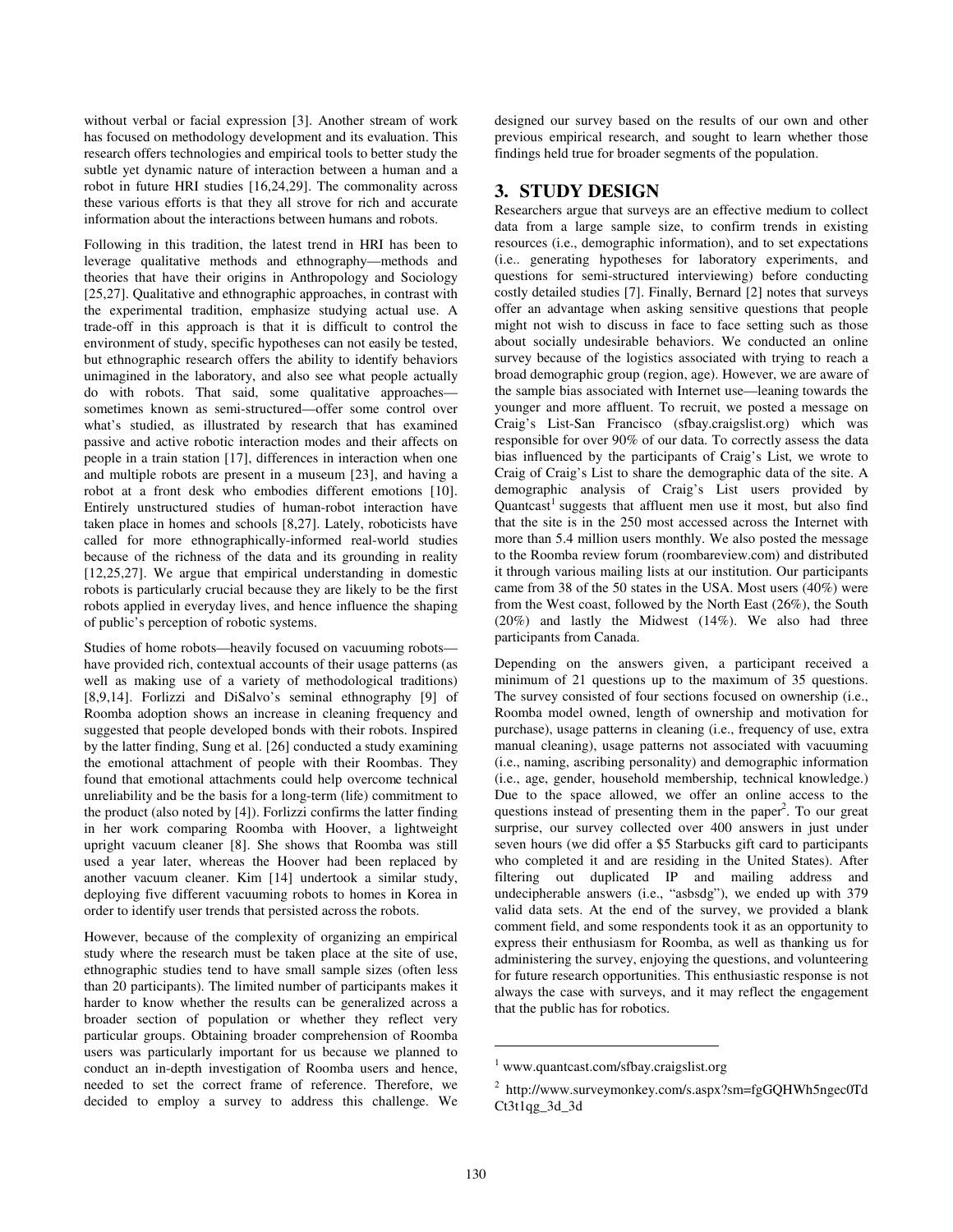without verbal or facial expression [3]. Another stream of work has focused on methodology development and its evaluation. This research offers technologies and empirical tools to better study the subtle yet dynamic nature of interaction between a human and a robot in future HRI studies [16,24,29]. The commonality across these various efforts is that they all strove for rich and accurate information about the interactions between humans and robots.

Following in this tradition, the latest trend in HRI has been to leverage qualitative methods and ethnography—methods and theories that have their origins in Anthropology and Sociology [25,27]. Qualitative and ethnographic approaches, in contrast with the experimental tradition, emphasize studying actual use. A trade-off in this approach is that it is difficult to control the environment of study, specific hypotheses can not easily be tested, but ethnographic research offers the ability to identify behaviors unimagined in the laboratory, and also see what people actually do with robots. That said, some qualitative approaches—sometimes known as semi-structured—offer some control over what's studied, as illustrated by research that has examined passive and active robotic interaction modes and their affects on people in a train station [17], differences in interaction when one and multiple robots are present in a museum [23], and having a robot at a front desk who embodies different emotions [10]. Entirely unstructured studies of human-robot interaction have taken place in homes and schools [8,27]. Lately, roboticists have called for more ethnographically-informed real-world studies because of the richness of the data and its grounding in reality [12,25,27]. We argue that empirical understanding in domestic robots is particularly crucial because they are likely to be the first robots applied in everyday lives, and hence influence the shaping of public's perception of robotic systems.

Studies of home robots—heavily focused on vacuuming robots—have provided rich, contextual accounts of their usage patterns (as well as making use of a variety of methodological traditions) [8,9,14]. Forlizzi and DiSalvo's seminal ethnography [9] of Roomba adoption shows an increase in cleaning frequency and suggested that people developed bonds with their robots. Inspired by the latter finding, Sung et al. [26] conducted a study examining the emotional attachment of people with their Roombas. They found that emotional attachments could help overcome technical unreliability and be the basis for a long-term (life) commitment to the product (also noted by [4]). Forlizzi confirms the latter finding in her work comparing Roomba with Hoover, a lightweight upright vacuum cleaner [8]. She shows that Roomba was still used a year later, whereas the Hoover had been replaced by another vacuum cleaner. Kim [14] undertook a similar study, deploying five different vacuuming robots to homes in Korea in order to identify user trends that persisted across the robots.

However, because of the complexity of organizing an empirical study where the research must be taken place at the site of use, ethnographic studies tend to have small sample sizes (often less than 20 participants). The limited number of participants makes it harder to know whether the results can be generalized across a broader section of population or whether they reflect very particular groups. Obtaining broader comprehension of Roomba users was particularly important for us because we planned to conduct an in-depth investigation of Roomba users and hence, needed to set the correct frame of reference. Therefore, we decided to employ a survey to address this challenge. We designed our survey based on the results of our own and other previous empirical research, and sought to learn whether those findings held true for broader segments of the population.

## 3. STUDY DESIGN

Researchers argue that surveys are an effective medium to collect data from a large sample size, to confirm trends in existing resources (i.e., demographic information), and to set expectations (i.e.. generating hypotheses for laboratory experiments, and questions for semi-structured interviewing) before conducting costly detailed studies [7]. Finally, Bernard [2] notes that surveys offer an advantage when asking sensitive questions that people might not wish to discuss in face to face setting such as those about socially undesirable behaviors. We conducted an online survey because of the logistics associated with trying to reach a broad demographic group (region, age). However, we are aware of the sample bias associated with Internet use—leaning towards the younger and more affluent. To recruit, we posted a message on Craig's List-San Francisco (sfbay.craigslist.org) which was responsible for over 90% of our data. To correctly assess the data bias influenced by the participants of Craig's List, we wrote to Craig of Craig's List to share the demographic data of the site. A demographic analysis of Craig's List users provided by Quantcast[1] suggests that affluent men use it most, but also find that the site is in the 250 most accessed across the Internet with more than 5.4 million users monthly. We also posted the message to the Roomba review forum (roombareview.com) and distributed it through various mailing lists at our institution. Our participants came from 38 of the 50 states in the USA. Most users (40%) were from the West coast, followed by the North East (26%), the South (20%) and lastly the Midwest (14%). We also had three participants from Canada.

Depending on the answers given, a participant received a minimum of 21 questions up to the maximum of 35 questions. The survey consisted of four sections focused on ownership (i.e., Roomba model owned, length of ownership and motivation for purchase), usage patterns in cleaning (i.e., frequency of use, extra manual cleaning), usage patterns not associated with vacuuming (i.e., naming, ascribing personality) and demographic information (i.e., age, gender, household membership, technical knowledge.) Due to the space allowed, we offer an online access to the questions instead of presenting them in the paper[2]. To our great surprise, our survey collected over 400 answers in just under seven hours (we did offer a $5 Starbucks gift card to participants who completed it and are residing in the United States). After filtering out duplicated IP and mailing address and undecipherable answers (i.e., "asbsdg"), we ended up with 379 valid data sets. At the end of the survey, we provided a blank comment field, and some respondents took it as an opportunity to express their enthusiasm for Roomba, as well as thanking us for administering the survey, enjoying the questions, and volunteering for future research opportunities. This enthusiastic response is not always the case with surveys, and it may reflect the engagement that the public has for robotics.

---

[1] www.quantcast.com/sfbay.craigslist.org

[2] http://www.surveymonkey.com/s.aspx?sm=fgGQHWh5ngec0TdCt3t1qg_3d_3d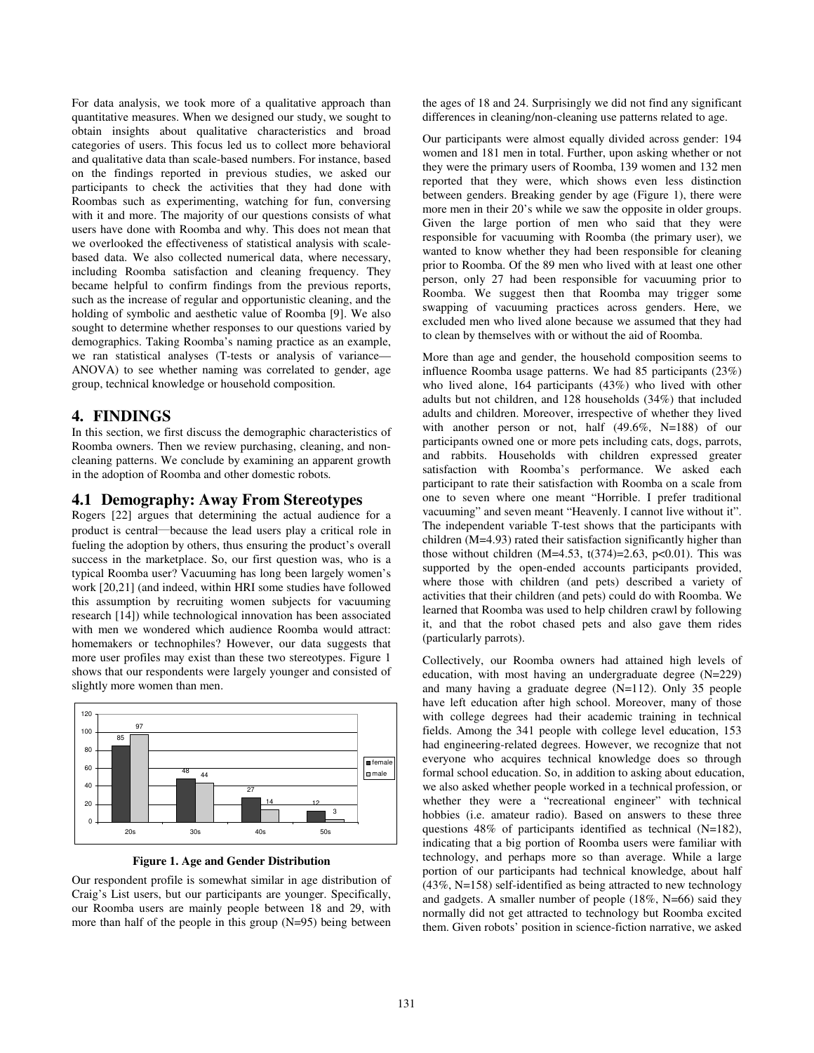For data analysis, we took more of a qualitative approach than quantitative measures. When we designed our study, we sought to obtain insights about qualitative characteristics and broad categories of users. This focus led us to collect more behavioral and qualitative data than scale-based numbers. For instance, based on the findings reported in previous studies, we asked our participants to check the activities that they had done with Roombas such as experimenting, watching for fun, conversing with it and more. The majority of our questions consists of what users have done with Roomba and why. This does not mean that we overlooked the effectiveness of statistical analysis with scale-based data. We also collected numerical data, where necessary, including Roomba satisfaction and cleaning frequency. They became helpful to confirm findings from the previous reports, such as the increase of regular and opportunistic cleaning, and the holding of symbolic and aesthetic value of Roomba [9]. We also sought to determine whether responses to our questions varied by demographics. Taking Roomba's naming practice as an example, we ran statistical analyses (T-tests or analysis of variance—ANOVA) to see whether naming was correlated to gender, age group, technical knowledge or household composition.

# 4. FINDINGS

In this section, we first discuss the demographic characteristics of Roomba owners. Then we review purchasing, cleaning, and non-cleaning patterns. We conclude by examining an apparent growth in the adoption of Roomba and other domestic robots.

## 4.1 Demography: Away From Stereotypes

Rogers [22] argues that determining the actual audience for a product is central—because the lead users play a critical role in fueling the adoption by others, thus ensuring the product's overall success in the marketplace. So, our first question was, who is a typical Roomba user? Vacuuming has long been largely women's work [20,21] (and indeed, within HRI some studies have followed this assumption by recruiting women subjects for vacuuming research [14]) while technological innovation has been associated with men we wondered which audience Roomba would attract: homemakers or technophiles? However, our data suggests that more user profiles may exist than these two stereotypes. Figure 1 shows that our respondents were largely younger and consisted of slightly more women than men.

| | 20s | 30s | 40s | 50s |
|---|---|---|---|---|
| female | 85 | 48 | 27 | 12 |
| male | 97 | 44 | 14 | 3 |

**Figure 1. Age and Gender Distribution**

Our respondent profile is somewhat similar in age distribution of Craig's List users, but our participants are younger. Specifically, our Roomba users are mainly people between 18 and 29, with more than half of the people in this group (N=95) being between the ages of 18 and 24. Surprisingly we did not find any significant differences in cleaning/non-cleaning use patterns related to age.

Our participants were almost equally divided across gender: 194 women and 181 men in total. Further, upon asking whether or not they were the primary users of Roomba, 139 women and 132 men reported that they were, which shows even less distinction between genders. Breaking gender by age (Figure 1), there were more men in their 20's while we saw the opposite in older groups. Given the large portion of men who said that they were responsible for vacuuming with Roomba (the primary user), we wanted to know whether they had been responsible for cleaning prior to Roomba. Of the 89 men who lived with at least one other person, only 27 had been responsible for vacuuming prior to Roomba. We suggest then that Roomba may trigger some swapping of vacuuming practices across genders. Here, we excluded men who lived alone because we assumed that they had to clean by themselves with or without the aid of Roomba.

More than age and gender, the household composition seems to influence Roomba usage patterns. We had 85 participants (23%) who lived alone, 164 participants (43%) who lived with other adults but not children, and 128 households (34%) that included adults and children. Moreover, irrespective of whether they lived with another person or not, half (49.6%, N=188) of our participants owned one or more pets including cats, dogs, parrots, and rabbits. Households with children expressed greater satisfaction with Roomba's performance. We asked each participant to rate their satisfaction with Roomba on a scale from one to seven where one meant "Horrible. I prefer traditional vacuuming" and seven meant "Heavenly. I cannot live without it". The independent variable T-test shows that the participants with children (M=4.93) rated their satisfaction significantly higher than those without children (M=4.53, $t(374)=2.63$, $p<0.01$). This was supported by the open-ended accounts participants provided, where those with children (and pets) described a variety of activities that their children (and pets) could do with Roomba. We learned that Roomba was used to help children crawl by following it, and that the robot chased pets and also gave them rides (particularly parrots).

Collectively, our Roomba owners had attained high levels of education, with most having an undergraduate degree (N=229) and many having a graduate degree (N=112). Only 35 people have left education after high school. Moreover, many of those with college degrees had their academic training in technical fields. Among the 341 people with college level education, 153 had engineering-related degrees. However, we recognize that not everyone who acquires technical knowledge does so through formal school education. So, in addition to asking about education, we also asked whether people worked in a technical profession, or whether they were a "recreational engineer" with technical hobbies (i.e. amateur radio). Based on answers to these three questions 48% of participants identified as technical (N=182), indicating that a big portion of Roomba users were familiar with technology, and perhaps more so than average. While a large portion of our participants had technical knowledge, about half (43%, N=158) self-identified as being attracted to new technology and gadgets. A smaller number of people (18%, N=66) said they normally did not get attracted to technology but Roomba excited them. Given robots' position in science-fiction narrative, we asked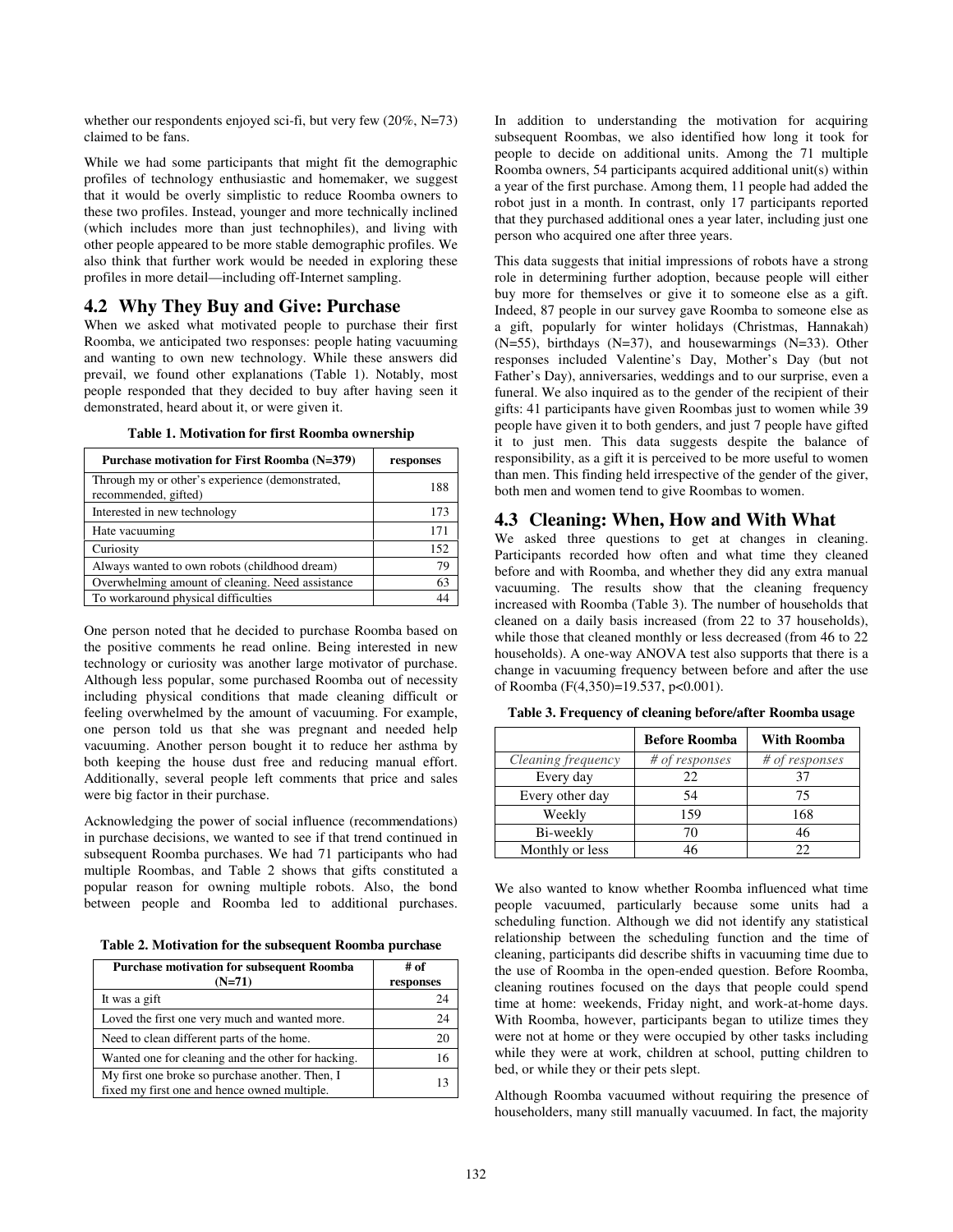whether our respondents enjoyed sci-fi, but very few (20%, N=73) claimed to be fans.

While we had some participants that might fit the demographic profiles of technology enthusiastic and homemaker, we suggest that it would be overly simplistic to reduce Roomba owners to these two profiles. Instead, younger and more technically inclined (which includes more than just technophiles), and living with other people appeared to be more stable demographic profiles. We also think that further work would be needed in exploring these profiles in more detail—including off-Internet sampling.

## 4.2 Why They Buy and Give: Purchase

When we asked what motivated people to purchase their first Roomba, we anticipated two responses: people hating vacuuming and wanting to own new technology. While these answers did prevail, we found other explanations (Table 1). Notably, most people responded that they decided to buy after having seen it demonstrated, heard about it, or were given it.

**Table 1. Motivation for first Roomba ownership**

| Purchase motivation for First Roomba (N=379) | responses |
|---|---|
| Through my or other's experience (demonstrated, recommended, gifted) | 188 |
| Interested in new technology | 173 |
| Hate vacuuming | 171 |
| Curiosity | 152 |
| Always wanted to own robots (childhood dream) | 79 |
| Overwhelming amount of cleaning. Need assistance | 63 |
| To workaround physical difficulties | 44 |

One person noted that he decided to purchase Roomba based on the positive comments he read online. Being interested in new technology or curiosity was another large motivator of purchase. Although less popular, some purchased Roomba out of necessity including physical conditions that made cleaning difficult or feeling overwhelmed by the amount of vacuuming. For example, one person told us that she was pregnant and needed help vacuuming. Another person bought it to reduce her asthma by both keeping the house dust free and reducing manual effort. Additionally, several people left comments that price and sales were big factor in their purchase.

Acknowledging the power of social influence (recommendations) in purchase decisions, we wanted to see if that trend continued in subsequent Roomba purchases. We had 71 participants who had multiple Roombas, and Table 2 shows that gifts constituted a popular reason for owning multiple robots. Also, the bond between people and Roomba led to additional purchases.

**Table 2. Motivation for the subsequent Roomba purchase**

| Purchase motivation for subsequent Roomba (N=71) | # of responses |
|---|---|
| It was a gift | 24 |
| Loved the first one very much and wanted more. | 24 |
| Need to clean different parts of the home. | 20 |
| Wanted one for cleaning and the other for hacking. | 16 |
| My first one broke so purchase another. Then, I fixed my first one and hence owned multiple. | 13 |

In addition to understanding the motivation for acquiring subsequent Roombas, we also identified how long it took for people to decide on additional units. Among the 71 multiple Roomba owners, 54 participants acquired additional unit(s) within a year of the first purchase. Among them, 11 people had added the robot just in a month. In contrast, only 17 participants reported that they purchased additional ones a year later, including just one person who acquired one after three years.

This data suggests that initial impressions of robots have a strong role in determining further adoption, because people will either buy more for themselves or give it to someone else as a gift. Indeed, 87 people in our survey gave Roomba to someone else as a gift, popularly for winter holidays (Christmas, Hannakah) (N=55), birthdays (N=37), and housewarmings (N=33). Other responses included Valentine's Day, Mother's Day (but not Father's Day), anniversaries, weddings and to our surprise, even a funeral. We also inquired as to the gender of the recipient of their gifts: 41 participants have given Roombas just to women while 39 people have given it to both genders, and just 7 people have gifted it to just men. This data suggests despite the balance of responsibility, as a gift it is perceived to be more useful to women than men. This finding held irrespective of the gender of the giver, both men and women tend to give Roombas to women.

## 4.3 Cleaning: When, How and With What

We asked three questions to get at changes in cleaning. Participants recorded how often and what time they cleaned before and with Roomba, and whether they did any extra manual vacuuming. The results show that the cleaning frequency increased with Roomba (Table 3). The number of households that cleaned on a daily basis increased (from 22 to 37 households), while those that cleaned monthly or less decreased (from 46 to 22 households). A one-way ANOVA test also supports that there is a change in vacuuming frequency between before and after the use of Roomba ($F(4,350)=19.537$, $p<0.001$).

**Table 3. Frequency of cleaning before/after Roomba usage**

| | Before Roomba | With Roomba |
|---|---|---|
| *Cleaning frequency* | *# of responses* | *# of responses* |
| Every day | 22 | 37 |
| Every other day | 54 | 75 |
| Weekly | 159 | 168 |
| Bi-weekly | 70 | 46 |
| Monthly or less | 46 | 22 |

We also wanted to know whether Roomba influenced what time people vacuumed, particularly because some units had a scheduling function. Although we did not identify any statistical relationship between the scheduling function and the time of cleaning, participants did describe shifts in vacuuming time due to the use of Roomba in the open-ended question. Before Roomba, cleaning routines focused on the days that people could spend time at home: weekends, Friday night, and work-at-home days. With Roomba, however, participants began to utilize times they were not at home or they were occupied by other tasks including while they were at work, children at school, putting children to bed, or while they or their pets slept.

Although Roomba vacuumed without requiring the presence of householders, many still manually vacuumed. In fact, the majority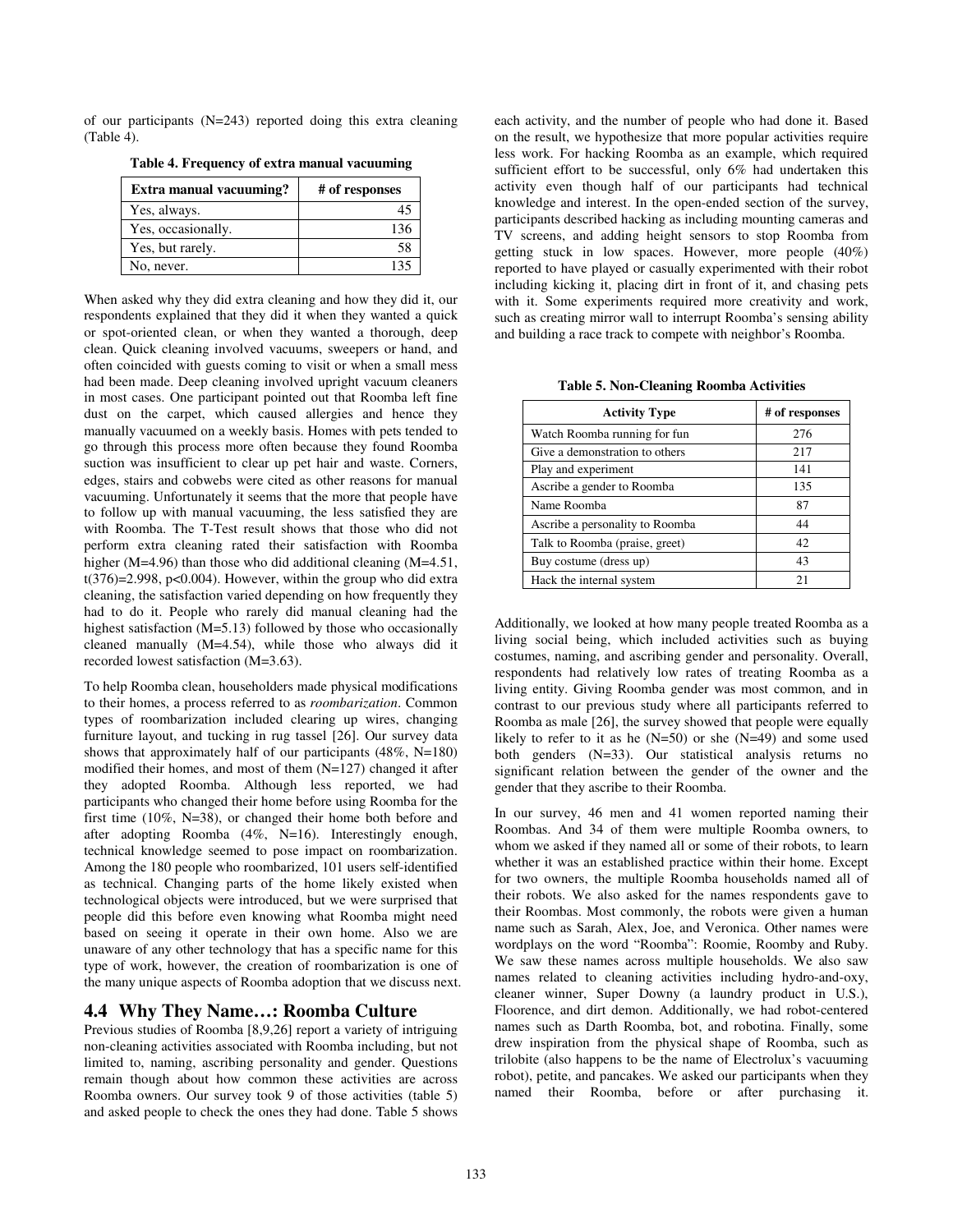of our participants (N=243) reported doing this extra cleaning (Table 4).

**Table 4. Frequency of extra manual vacuuming**

| Extra manual vacuuming? | # of responses |
|---|---|
| Yes, always. | 45 |
| Yes, occasionally. | 136 |
| Yes, but rarely. | 58 |
| No, never. | 135 |

When asked why they did extra cleaning and how they did it, our respondents explained that they did it when they wanted a quick or spot-oriented clean, or when they wanted a thorough, deep clean. Quick cleaning involved vacuums, sweepers or hand, and often coincided with guests coming to visit or when a small mess had been made. Deep cleaning involved upright vacuum cleaners in most cases. One participant pointed out that Roomba left fine dust on the carpet, which caused allergies and hence they manually vacuumed on a weekly basis. Homes with pets tended to go through this process more often because they found Roomba suction was insufficient to clear up pet hair and waste. Corners, edges, stairs and cobwebs were cited as other reasons for manual vacuuming. Unfortunately it seems that the more that people have to follow up with manual vacuuming, the less satisfied they are with Roomba. The T-Test result shows that those who did not perform extra cleaning rated their satisfaction with Roomba higher (M=4.96) than those who did additional cleaning (M=4.51, $t(376)=2.998$, $p<0.004$). However, within the group who did extra cleaning, the satisfaction varied depending on how frequently they had to do it. People who rarely did manual cleaning had the highest satisfaction (M=5.13) followed by those who occasionally cleaned manually (M=4.54), while those who always did it recorded lowest satisfaction (M=3.63).

To help Roomba clean, householders made physical modifications to their homes, a process referred to as *roombarization*. Common types of roombarization included clearing up wires, changing furniture layout, and tucking in rug tassel [26]. Our survey data shows that approximately half of our participants (48%, N=180) modified their homes, and most of them (N=127) changed it after they adopted Roomba. Although less reported, we had participants who changed their home before using Roomba for the first time (10%, N=38), or changed their home both before and after adopting Roomba (4%, N=16). Interestingly enough, technical knowledge seemed to pose impact on roombarization. Among the 180 people who roombarized, 101 users self-identified as technical. Changing parts of the home likely existed when technological objects were introduced, but we were surprised that people did this before even knowing what Roomba might need based on seeing it operate in their own home. Also we are unaware of any other technology that has a specific name for this type of work, however, the creation of roombarization is one of the many unique aspects of Roomba adoption that we discuss next.

## 4.4 Why They Name…: Roomba Culture

Previous studies of Roomba [8,9,26] report a variety of intriguing non-cleaning activities associated with Roomba including, but not limited to, naming, ascribing personality and gender. Questions remain though about how common these activities are across Roomba owners. Our survey took 9 of those activities (table 5) and asked people to check the ones they had done. Table 5 shows each activity, and the number of people who had done it. Based on the result, we hypothesize that more popular activities require less work. For hacking Roomba as an example, which required sufficient effort to be successful, only 6% had undertaken this activity even though half of our participants had technical knowledge and interest. In the open-ended section of the survey, participants described hacking as including mounting cameras and TV screens, and adding height sensors to stop Roomba from getting stuck in low spaces. However, more people (40%) reported to have played or casually experimented with their robot including kicking it, placing dirt in front of it, and chasing pets with it. Some experiments required more creativity and work, such as creating mirror wall to interrupt Roomba's sensing ability and building a race track to compete with neighbor's Roomba.

**Table 5. Non-Cleaning Roomba Activities**

| Activity Type | # of responses |
|---|---|
| Watch Roomba running for fun | 276 |
| Give a demonstration to others | 217 |
| Play and experiment | 141 |
| Ascribe a gender to Roomba | 135 |
| Name Roomba | 87 |
| Ascribe a personality to Roomba | 44 |
| Talk to Roomba (praise, greet) | 42 |
| Buy costume (dress up) | 43 |
| Hack the internal system | 21 |

Additionally, we looked at how many people treated Roomba as a living social being, which included activities such as buying costumes, naming, and ascribing gender and personality. Overall, respondents had relatively low rates of treating Roomba as a living entity. Giving Roomba gender was most common, and in contrast to our previous study where all participants referred to Roomba as male [26], the survey showed that people were equally likely to refer to it as he (N=50) or she (N=49) and some used both genders (N=33). Our statistical analysis returns no significant relation between the gender of the owner and the gender that they ascribe to their Roomba.

In our survey, 46 men and 41 women reported naming their Roombas. And 34 of them were multiple Roomba owners, to whom we asked if they named all or some of their robots, to learn whether it was an established practice within their home. Except for two owners, the multiple Roomba households named all of their robots. We also asked for the names respondents gave to their Roombas. Most commonly, the robots were given a human name such as Sarah, Alex, Joe, and Veronica. Other names were wordplays on the word "Roomba": Roomie, Roomby and Ruby. We saw these names across multiple households. We also saw names related to cleaning activities including hydro-and-oxy, cleaner winner, Super Downy (a laundry product in U.S.), Floorence, and dirt demon. Additionally, we had robot-centered names such as Darth Roomba, bot, and robotina. Finally, some drew inspiration from the physical shape of Roomba, such as trilobite (also happens to be the name of Electrolux's vacuuming robot), petite, and pancakes. We asked our participants when they named their Roomba, before or after purchasing it.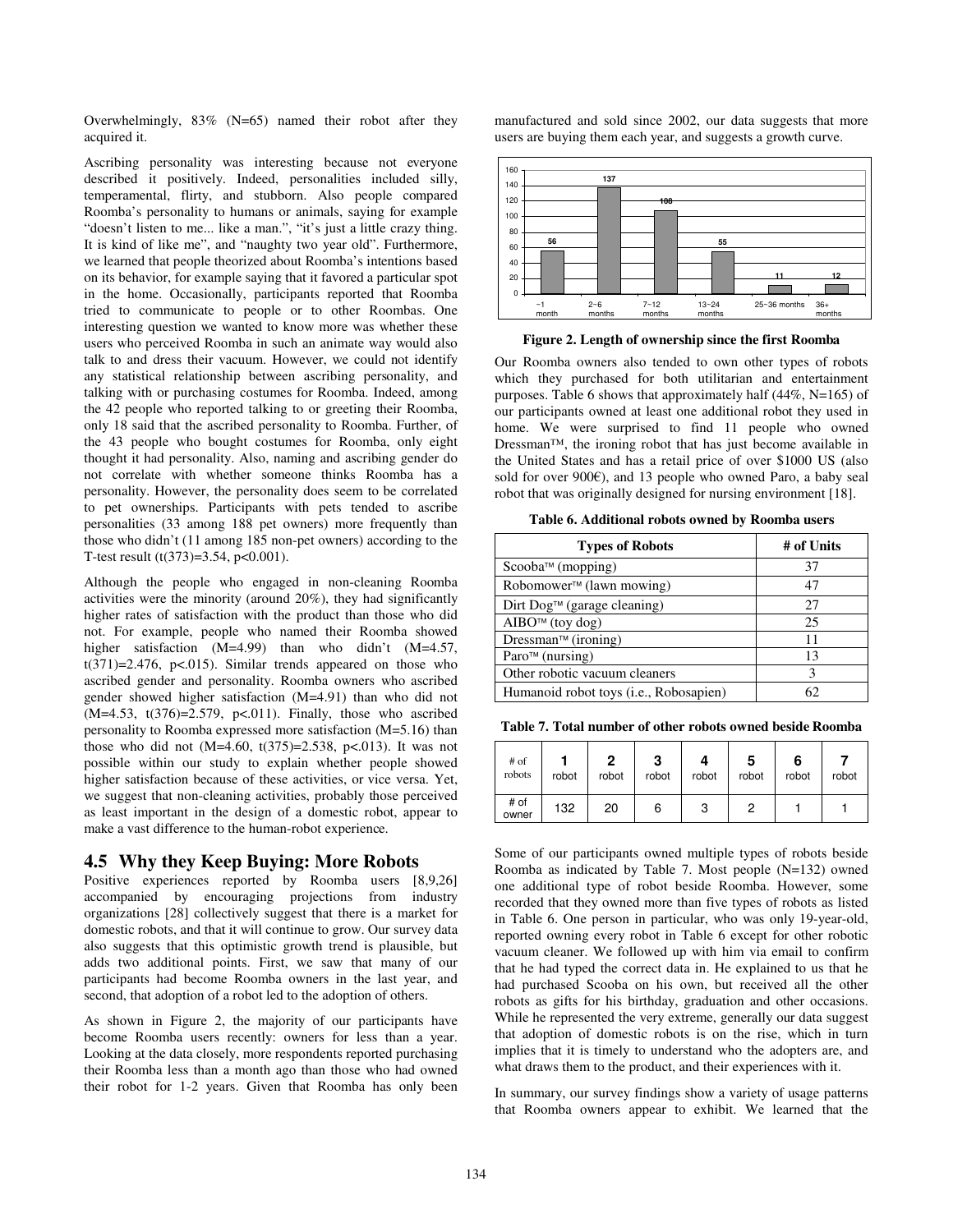Overwhelmingly, 83% (N=65) named their robot after they acquired it.

Ascribing personality was interesting because not everyone described it positively. Indeed, personalities included silly, temperamental, flirty, and stubborn. Also people compared Roomba's personality to humans or animals, saying for example "doesn't listen to me... like a man.", "it's just a little crazy thing. It is kind of like me", and "naughty two year old". Furthermore, we learned that people theorized about Roomba's intentions based on its behavior, for example saying that it favored a particular spot in the home. Occasionally, participants reported that Roomba tried to communicate to people or to other Roombas. One interesting question we wanted to know more was whether these users who perceived Roomba in such an animate way would also talk to and dress their vacuum. However, we could not identify any statistical relationship between ascribing personality, and talking with or purchasing costumes for Roomba. Indeed, among the 42 people who reported talking to or greeting their Roomba, only 18 said that the ascribed personality to Roomba. Further, of the 43 people who bought costumes for Roomba, only eight thought it had personality. Also, naming and ascribing gender do not correlate with whether someone thinks Roomba has a personality. However, the personality does seem to be correlated to pet ownerships. Participants with pets tended to ascribe personalities (33 among 188 pet owners) more frequently than those who didn't (11 among 185 non-pet owners) according to the T-test result ($t(373)=3.54$, $p<0.001$).

Although the people who engaged in non-cleaning Roomba activities were the minority (around 20%), they had significantly higher rates of satisfaction with the product than those who did not. For example, people who named their Roomba showed higher satisfaction ($M=4.99$) than who didn't ($M=4.57$, $t(371)=2.476$, $p<.015$). Similar trends appeared on those who ascribed gender and personality. Roomba owners who ascribed gender showed higher satisfaction ($M=4.91$) than who did not ($M=4.53$, $t(376)=2.579$, $p<.011$). Finally, those who ascribed personality to Roomba expressed more satisfaction ($M=5.16$) than those who did not ($M=4.60$, $t(375)=2.538$, $p<.013$). It was not possible within our study to explain whether people showed higher satisfaction because of these activities, or vice versa. Yet, we suggest that non-cleaning activities, probably those perceived as least important in the design of a domestic robot, appear to make a vast difference to the human-robot experience.

## 4.5 Why they Keep Buying: More Robots

Positive experiences reported by Roomba users [8,9,26] accompanied by encouraging projections from industry organizations [28] collectively suggest that there is a market for domestic robots, and that it will continue to grow. Our survey data also suggests that this optimistic growth trend is plausible, but adds two additional points. First, we saw that many of our participants had become Roomba owners in the last year, and second, that adoption of a robot led to the adoption of others.

As shown in Figure 2, the majority of our participants have become Roomba users recently: owners for less than a year. Looking at the data closely, more respondents reported purchasing their Roomba less than a month ago than those who had owned their robot for 1-2 years. Given that Roomba has only been manufactured and sold since 2002, our data suggests that more users are buying them each year, and suggests a growth curve.

| Length of ownership | Count |
|---|---|
| ~1 month | 56 |
| 2~6 months | 137 |
| 7~12 months | 108 |
| 13~24 months | 55 |
| 25~36 months | 11 |
| 36+ months | 12 |

**Figure 2. Length of ownership since the first Roomba**

Our Roomba owners also tended to own other types of robots which they purchased for both utilitarian and entertainment purposes. Table 6 shows that approximately half (44%, N=165) of our participants owned at least one additional robot they used in home. We were surprised to find 11 people who owned Dressman™, the ironing robot that has just become available in the United States and has a retail price of over $1000 US (also sold for over 900€), and 13 people who owned Paro, a baby seal robot that was originally designed for nursing environment [18].

**Table 6. Additional robots owned by Roomba users**

| Types of Robots | # of Units |
|---|---|
| Scooba™ (mopping) | 37 |
| Robomower™ (lawn mowing) | 47 |
| Dirt Dog™ (garage cleaning) | 27 |
| AIBO™ (toy dog) | 25 |
| Dressman™ (ironing) | 11 |
| Paro™ (nursing) | 13 |
| Other robotic vacuum cleaners | 3 |
| Humanoid robot toys (i.e., Robosapien) | 62 |

**Table 7. Total number of other robots owned beside Roomba**

| # of robots | 1 robot | 2 robot | 3 robot | 4 robot | 5 robot | 6 robot | 7 robot |
|---|---|---|---|---|---|---|---|
| # of owner | 132 | 20 | 6 | 3 | 2 | 1 | 1 |

Some of our participants owned multiple types of robots beside Roomba as indicated by Table 7. Most people (N=132) owned one additional type of robot beside Roomba. However, some recorded that they owned more than five types of robots as listed in Table 6. One person in particular, who was only 19-year-old, reported owning every robot in Table 6 except for other robotic vacuum cleaner. We followed up with him via email to confirm that he had typed the correct data in. He explained to us that he had purchased Scooba on his own, but received all the other robots as gifts for his birthday, graduation and other occasions. While he represented the very extreme, generally our data suggest that adoption of domestic robots is on the rise, which in turn implies that it is timely to understand who the adopters are, and what draws them to the product, and their experiences with it.

In summary, our survey findings show a variety of usage patterns that Roomba owners appear to exhibit. We learned that the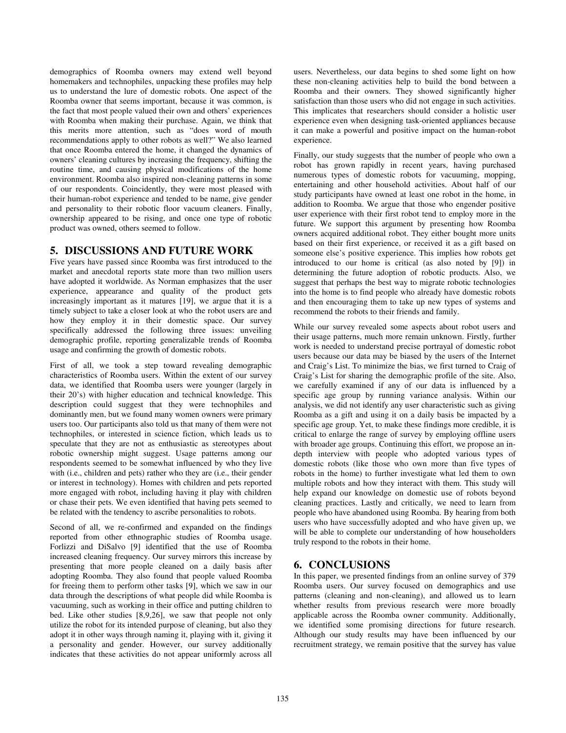demographics of Roomba owners may extend well beyond homemakers and technophiles, unpacking these profiles may help us to understand the lure of domestic robots. One aspect of the Roomba owner that seems important, because it was common, is the fact that most people valued their own and others' experiences with Roomba when making their purchase. Again, we think that this merits more attention, such as "does word of mouth recommendations apply to other robots as well?" We also learned that once Roomba entered the home, it changed the dynamics of owners' cleaning cultures by increasing the frequency, shifting the routine time, and causing physical modifications of the home environment. Roomba also inspired non-cleaning patterns in some of our respondents. Coincidently, they were most pleased with their human-robot experience and tended to be name, give gender and personality to their robotic floor vacuum cleaners. Finally, ownership appeared to be rising, and once one type of robotic product was owned, others seemed to follow.

## 5. DISCUSSIONS AND FUTURE WORK

Five years have passed since Roomba was first introduced to the market and anecdotal reports state more than two million users have adopted it worldwide. As Norman emphasizes that the user experience, appearance and quality of the product gets increasingly important as it matures [19], we argue that it is a timely subject to take a closer look at who the robot users are and how they employ it in their domestic space. Our survey specifically addressed the following three issues: unveiling demographic profile, reporting generalizable trends of Roomba usage and confirming the growth of domestic robots.

First of all, we took a step toward revealing demographic characteristics of Roomba users. Within the extent of our survey data, we identified that Roomba users were younger (largely in their 20's) with higher education and technical knowledge. This description could suggest that they were technophiles and dominantly men, but we found many women owners were primary users too. Our participants also told us that many of them were not technophiles, or interested in science fiction, which leads us to speculate that they are not as enthusiastic as stereotypes about robotic ownership might suggest. Usage patterns among our respondents seemed to be somewhat influenced by who they live with (i.e., children and pets) rather who they are (i.e., their gender or interest in technology). Homes with children and pets reported more engaged with robot, including having it play with children or chase their pets. We even identified that having pets seemed to be related with the tendency to ascribe personalities to robots.

Second of all, we re-confirmed and expanded on the findings reported from other ethnographic studies of Roomba usage. Forlizzi and DiSalvo [9] identified that the use of Roomba increased cleaning frequency. Our survey mirrors this increase by presenting that more people cleaned on a daily basis after adopting Roomba. They also found that people valued Roomba for freeing them to perform other tasks [9], which we saw in our data through the descriptions of what people did while Roomba is vacuuming, such as working in their office and putting children to bed. Like other studies [8,9,26], we saw that people not only utilize the robot for its intended purpose of cleaning, but also they adopt it in other ways through naming it, playing with it, giving it a personality and gender. However, our survey additionally indicates that these activities do not appear uniformly across all users. Nevertheless, our data begins to shed some light on how these non-cleaning activities help to build the bond between a Roomba and their owners. They showed significantly higher satisfaction than those users who did not engage in such activities. This implicates that researchers should consider a holistic user experience even when designing task-oriented appliances because it can make a powerful and positive impact on the human-robot experience.

Finally, our study suggests that the number of people who own a robot has grown rapidly in recent years, having purchased numerous types of domestic robots for vacuuming, mopping, entertaining and other household activities. About half of our study participants have owned at least one robot in the home, in addition to Roomba. We argue that those who engender positive user experience with their first robot tend to employ more in the future. We support this argument by presenting how Roomba owners acquired additional robot. They either bought more units based on their first experience, or received it as a gift based on someone else's positive experience. This implies how robots get introduced to our home is critical (as also noted by [9]) in determining the future adoption of robotic products. Also, we suggest that perhaps the best way to migrate robotic technologies into the home is to find people who already have domestic robots and then encouraging them to take up new types of systems and recommend the robots to their friends and family.

While our survey revealed some aspects about robot users and their usage patterns, much more remain unknown. Firstly, further work is needed to understand precise portrayal of domestic robot users because our data may be biased by the users of the Internet and Craig's List. To minimize the bias, we first turned to Craig of Craig's List for sharing the demographic profile of the site. Also, we carefully examined if any of our data is influenced by a specific age group by running variance analysis. Within our analysis, we did not identify any user characteristic such as giving Roomba as a gift and using it on a daily basis be impacted by a specific age group. Yet, to make these findings more credible, it is critical to enlarge the range of survey by employing offline users with broader age groups. Continuing this effort, we propose an in-depth interview with people who adopted various types of domestic robots (like those who own more than five types of robots in the home) to further investigate what led them to own multiple robots and how they interact with them. This study will help expand our knowledge on domestic use of robots beyond cleaning practices. Lastly and critically, we need to learn from people who have abandoned using Roomba. By hearing from both users who have successfully adopted and who have given up, we will be able to complete our understanding of how householders truly respond to the robots in their home.

## 6. CONCLUSIONS

In this paper, we presented findings from an online survey of 379 Roomba users. Our survey focused on demographics and use patterns (cleaning and non-cleaning), and allowed us to learn whether results from previous research were more broadly applicable across the Roomba owner community. Additionally, we identified some promising directions for future research. Although our study results may have been influenced by our recruitment strategy, we remain positive that the survey has value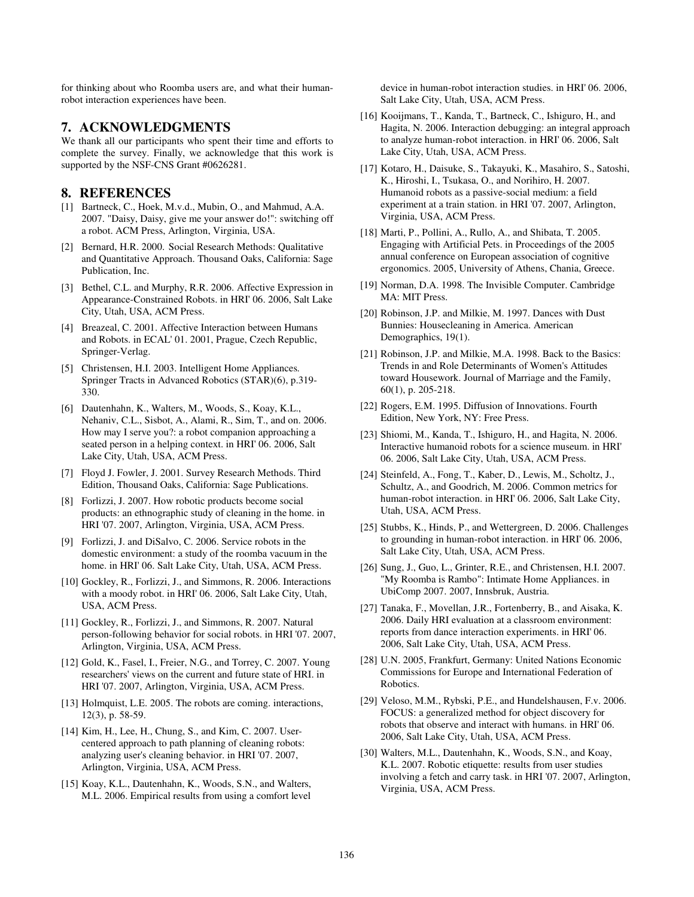for thinking about who Roomba users are, and what their human-robot interaction experiences have been.

## 7. ACKNOWLEDGMENTS

We thank all our participants who spent their time and efforts to complete the survey. Finally, we acknowledge that this work is supported by the NSF-CNS Grant #0626281.

## 8. REFERENCES

[1] Bartneck, C., Hoek, M.v.d., Mubin, O., and Mahmud, A.A. 2007. "Daisy, Daisy, give me your answer do!": switching off a robot. ACM Press, Arlington, Virginia, USA.

[2] Bernard, H.R. 2000. Social Research Methods: Qualitative and Quantitative Approach. Thousand Oaks, California: Sage Publication, Inc.

[3] Bethel, C.L. and Murphy, R.R. 2006. Affective Expression in Appearance-Constrained Robots. in HRI' 06. 2006, Salt Lake City, Utah, USA, ACM Press.

[4] Breazeal, C. 2001. Affective Interaction between Humans and Robots. in ECAL' 01. 2001, Prague, Czech Republic, Springer-Verlag.

[5] Christensen, H.I. 2003. Intelligent Home Appliances. Springer Tracts in Advanced Robotics (STAR)(6), p.319-330.

[6] Dautenhahn, K., Walters, M., Woods, S., Koay, K.L., Nehaniv, C.L., Sisbot, A., Alami, R., Sim, T., and on. 2006. How may I serve you?: a robot companion approaching a seated person in a helping context. in HRI' 06. 2006, Salt Lake City, Utah, USA, ACM Press.

[7] Floyd J. Fowler, J. 2001. Survey Research Methods. Third Edition, Thousand Oaks, California: Sage Publications.

[8] Forlizzi, J. 2007. How robotic products become social products: an ethnographic study of cleaning in the home. in HRI '07. 2007, Arlington, Virginia, USA, ACM Press.

[9] Forlizzi, J. and DiSalvo, C. 2006. Service robots in the domestic environment: a study of the roomba vacuum in the home. in HRI' 06. Salt Lake City, Utah, USA, ACM Press.

[10] Gockley, R., Forlizzi, J., and Simmons, R. 2006. Interactions with a moody robot. in HRI' 06. 2006, Salt Lake City, Utah, USA, ACM Press.

[11] Gockley, R., Forlizzi, J., and Simmons, R. 2007. Natural person-following behavior for social robots. in HRI '07. 2007, Arlington, Virginia, USA, ACM Press.

[12] Gold, K., Fasel, I., Freier, N.G., and Torrey, C. 2007. Young researchers' views on the current and future state of HRI. in HRI '07. 2007, Arlington, Virginia, USA, ACM Press.

[13] Holmquist, L.E. 2005. The robots are coming. interactions, 12(3), p. 58-59.

[14] Kim, H., Lee, H., Chung, S., and Kim, C. 2007. User-centered approach to path planning of cleaning robots: analyzing user's cleaning behavior. in HRI '07. 2007, Arlington, Virginia, USA, ACM Press.

[15] Koay, K.L., Dautenhahn, K., Woods, S.N., and Walters, M.L. 2006. Empirical results from using a comfort level device in human-robot interaction studies. in HRI' 06. 2006, Salt Lake City, Utah, USA, ACM Press.

[16] Kooijmans, T., Kanda, T., Bartneck, C., Ishiguro, H., and Hagita, N. 2006. Interaction debugging: an integral approach to analyze human-robot interaction. in HRI' 06. 2006, Salt Lake City, Utah, USA, ACM Press.

[17] Kotaro, H., Daisuke, S., Takayuki, K., Masahiro, S., Satoshi, K., Hiroshi, I., Tsukasa, O., and Norihiro, H. 2007. Humanoid robots as a passive-social medium: a field experiment at a train station. in HRI '07. 2007, Arlington, Virginia, USA, ACM Press.

[18] Marti, P., Pollini, A., Rullo, A., and Shibata, T. 2005. Engaging with Artificial Pets. in Proceedings of the 2005 annual conference on European association of cognitive ergonomics. 2005, University of Athens, Chania, Greece.

[19] Norman, D.A. 1998. The Invisible Computer. Cambridge MA: MIT Press.

[20] Robinson, J.P. and Milkie, M. 1997. Dances with Dust Bunnies: Housecleaning in America. American Demographics, 19(1).

[21] Robinson, J.P. and Milkie, M.A. 1998. Back to the Basics: Trends in and Role Determinants of Women's Attitudes toward Housework. Journal of Marriage and the Family, 60(1), p. 205-218.

[22] Rogers, E.M. 1995. Diffusion of Innovations. Fourth Edition, New York, NY: Free Press.

[23] Shiomi, M., Kanda, T., Ishiguro, H., and Hagita, N. 2006. Interactive humanoid robots for a science museum. in HRI' 06. 2006, Salt Lake City, Utah, USA, ACM Press.

[24] Steinfeld, A., Fong, T., Kaber, D., Lewis, M., Scholtz, J., Schultz, A., and Goodrich, M. 2006. Common metrics for human-robot interaction. in HRI' 06. 2006, Salt Lake City, Utah, USA, ACM Press.

[25] Stubbs, K., Hinds, P., and Wettergreen, D. 2006. Challenges to grounding in human-robot interaction. in HRI' 06. 2006, Salt Lake City, Utah, USA, ACM Press.

[26] Sung, J., Guo, L., Grinter, R.E., and Christensen, H.I. 2007. "My Roomba is Rambo": Intimate Home Appliances. in UbiComp 2007. 2007, Innsbruk, Austria.

[27] Tanaka, F., Movellan, J.R., Fortenberry, B., and Aisaka, K. 2006. Daily HRI evaluation at a classroom environment: reports from dance interaction experiments. in HRI' 06. 2006, Salt Lake City, Utah, USA, ACM Press.

[28] U.N. 2005, Frankfurt, Germany: United Nations Economic Commissions for Europe and International Federation of Robotics.

[29] Veloso, M.M., Rybski, P.E., and Hundelshausen, F.v. 2006. FOCUS: a generalized method for object discovery for robots that observe and interact with humans. in HRI' 06. 2006, Salt Lake City, Utah, USA, ACM Press.

[30] Walters, M.L., Dautenhahn, K., Woods, S.N., and Koay, K.L. 2007. Robotic etiquette: results from user studies involving a fetch and carry task. in HRI '07. 2007, Arlington, Virginia, USA, ACM Press.